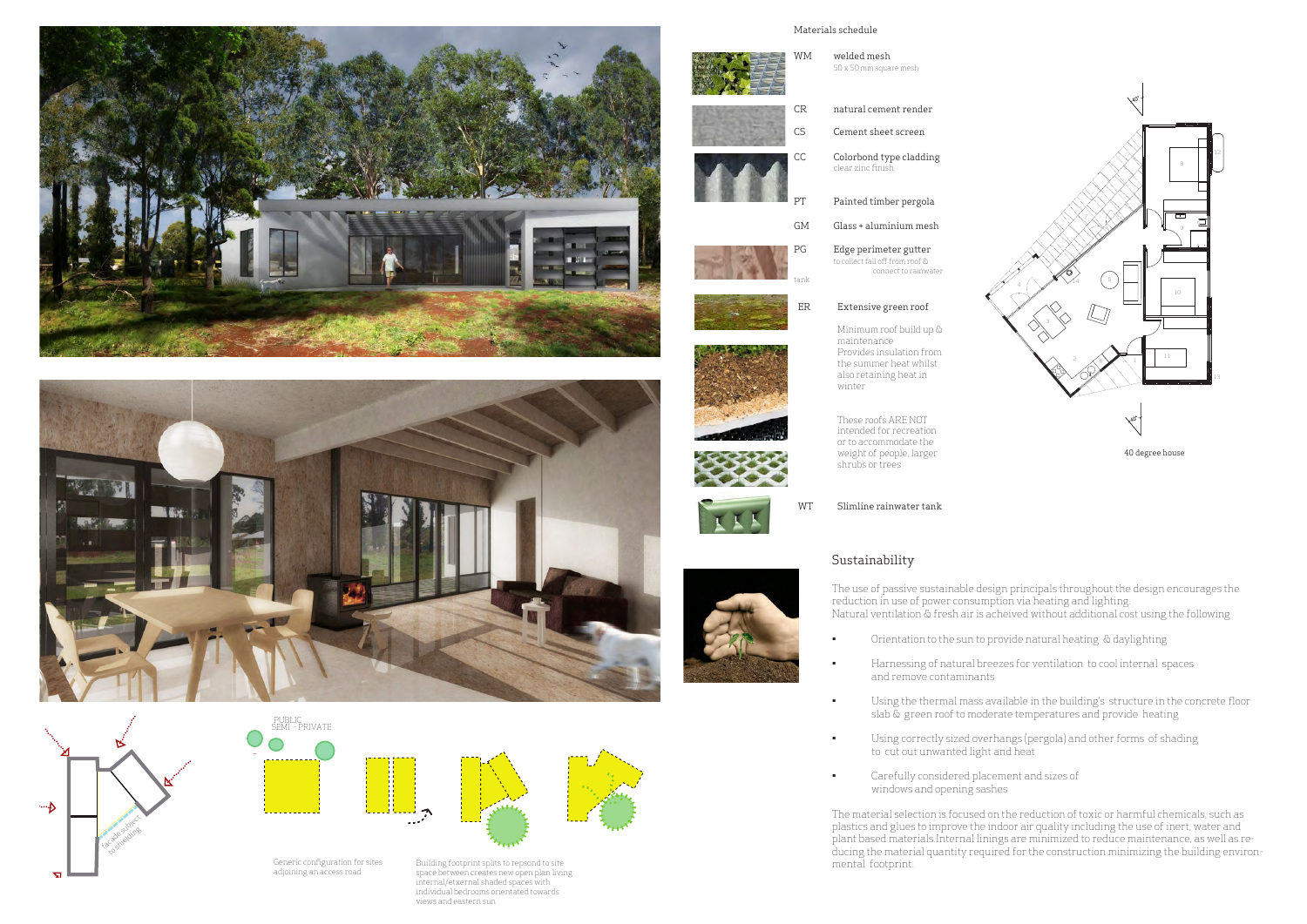## Materials schedule

| Code | Material |
|---|---|
| WM | welded mesh<br>50 x 50mm square mesh |
| CR | natural cement render |
| CS | Cement sheet screen |
| CC | Colorbond type cladding<br>clear zinc finish |
| PT | Painted timber pergola |
| GM | Glass + aluminium mesh |
| PG | Edge perimeter gutter<br>to collect fall off from roof & connect to rainwater tank |
| ER | Extensive green roof |
| WT | Slimline rainwater tank |

Minimum roof build up & maintenance
Provides insulation from the summer heat whilst also retaining heat in winter

These roofs ARE NOT intended for recreation or to accommodate the weight of people, larger shrubs or trees

40 degree house

## Sustainability

The use of passive sustainable design principals throughout the design encourages the reduction in use of power consumption via heating and lighting.
Natural ventilation & fresh air is acheived without additional cost using the following

- Orientation to the sun to provide natural heating & daylighting
- Harnessing of natural breezes for ventilation to cool internal spaces and remove contaminants
- Using the thermal mass available in the building's structure in the concrete floor slab & green roof to moderate temperatures and provide heating
- Using correctly sized overhangs (pergola) and other forms of shading to cut out unwanted light and heat
- Carefully considered placement and sizes of windows and opening sashes

The material selection is focused on the reduction of toxic or harmful chemicals, such as plastics and glues to improve the indoor air quality including the use of inert, water and plant based materials.Internal linings are minimized to reduce maintenance, as well as reducing the material quantity required for the construction minimizing the building environmental footprint.

facade subject to shading

PUBLIC
SEMI - PRIVATE

Generic configuration for sites adjoining an access road

Building footprint splits to repsond to site space between creates new open plan living internal/external shaded spaces with individual bedrooms orientated towards views and eastern sun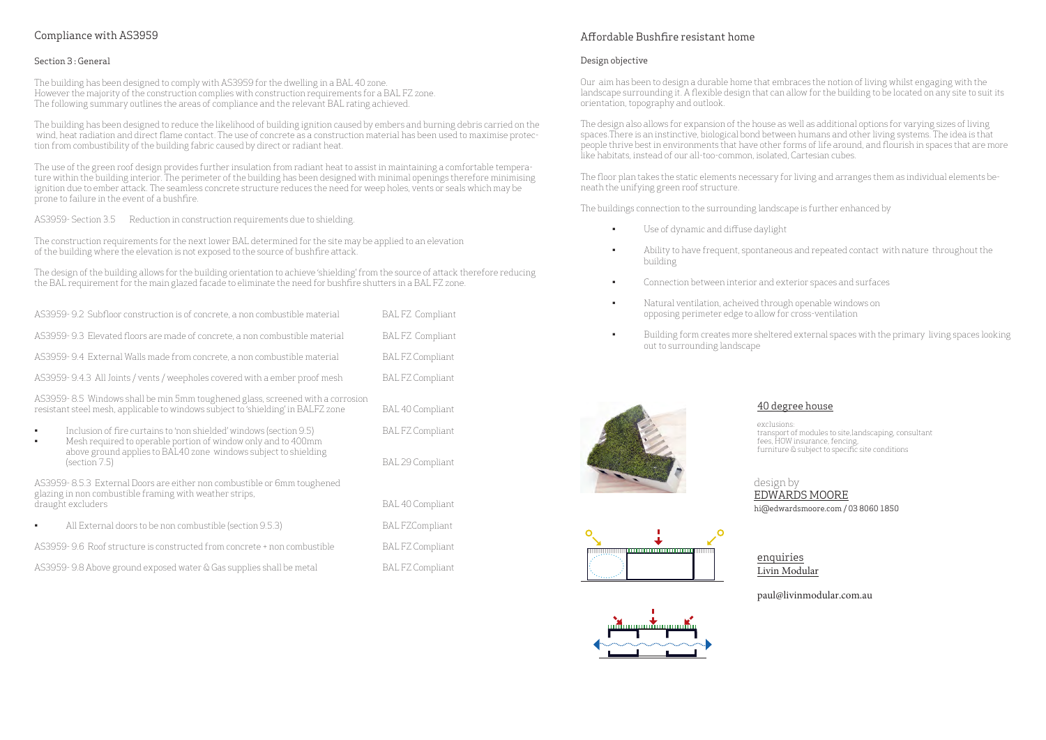## Compliance with AS3959

### Section 3 : General

The building has been designed to comply with AS3959 for the dwelling in a BAL 40 zone.
However the majority of the construction complies with construction requirements for a BAL FZ zone.
The following summary outlines the areas of compliance and the relevant BAL rating achieved.

The building has been designed to reduce the likelihood of building ignition caused by embers and burning debris carried on the wind, heat radiation and direct flame contact. The use of concrete as a construction material has been used to maximise protection from combustibility of the building fabric caused by direct or radiant heat.

The use of the green roof design provides further insulation from radiant heat to assist in maintaining a comfortable temperature within the building interior. The perimeter of the building has been designed with minimal openings therefore minimising ignition due to ember attack. The seamless concrete structure reduces the need for weep holes, vents or seals which may be prone to failure in the event of a bushfire.

AS3959- Section 3.5 Reduction in construction requirements due to shielding.

The construction requirements for the next lower BAL determined for the site may be applied to an elevation of the building where the elevation is not exposed to the source of bushfire attack.

The design of the building allows for the building orientation to achieve 'shielding' from the source of attack therefore reducing the BAL requirement for the main glazed facade to eliminate the need for bushfire shutters in a BAL FZ zone.

| | |
|---|---|
| AS3959- 9.2 Subfloor construction is of concrete, a non combustible material | BAL FZ Compliant |
| AS3959- 9.3 Elevated floors are made of concrete, a non combustible material | BAL FZ Compliant |
| AS3959- 9.4 External Walls made from concrete, a non combustible material | BAL FZ Compliant |
| AS3959- 9.4.3 All Joints / vents / weepholes covered with a ember proof mesh | BAL FZ Compliant |
| AS3959- 8.5 Windows shall be min 5mm toughened glass, screened with a corrosion resistant steel mesh, applicable to windows subject to 'shielding' in BALFZ zone | BAL 40 Compliant |
| ▪ Inclusion of fire curtains to 'non shielded' windows (section 9.5) | BAL FZ Compliant |
| ▪ Mesh required to operable portion of window only and to 400mm above ground applies to BAL40 zone windows subject to shielding (section 7.5) | BAL 29 Compliant |
| AS3959- 8.5.3 External Doors are either non combustible or 6mm toughened glazing in non combustible framing with weather strips, draught excluders | BAL 40 Compliant |
| ▪ All External doors to be non combustible (section 9.5.3) | BAL FZCompliant |
| AS3959- 9.6 Roof structure is constructed from concrete + non combustible | BAL FZ Compliant |
| AS3959- 9.8 Above ground exposed water & Gas supplies shall be metal | BAL FZ Compliant |

## Affordable Bushfire resistant home

### Design objective

Our aim has been to design a durable home that embraces the notion of living whilst engaging with the landscape surrounding it. A flexible design that can allow for the building to be located on any site to suit its orientation, topography and outlook.

The design also allows for expansion of the house as well as additional options for varying sizes of living spaces.There is an instinctive, biological bond between humans and other living systems. The idea is that people thrive best in environments that have other forms of life around, and flourish in spaces that are more like habitats, instead of our all-too-common, isolated, Cartesian cubes.

The floor plan takes the static elements necessary for living and arranges them as individual elements beneath the unifying green roof structure.

The buildings connection to the surrounding landscape is further enhanced by

- Use of dynamic and diffuse daylight
- Ability to have frequent, spontaneous and repeated contact with nature throughout the building
- Connection between interior and exterior spaces and surfaces
- Natural ventilation, acheived through openable windows on opposing perimeter edge to allow for cross-ventilation
- Building form creates more sheltered external spaces with the primary living spaces looking out to surrounding landscape

### 40 degree house

exclusions:
transport of modules to site,landscaping, consultant fees, HOW insurance, fencing, furniture & subject to specific site conditions

design by
EDWARDS MOORE
hi@edwardsmoore.com / 03 8060 1850

enquiries
Livin Modular

paul@livinmodular.com.au